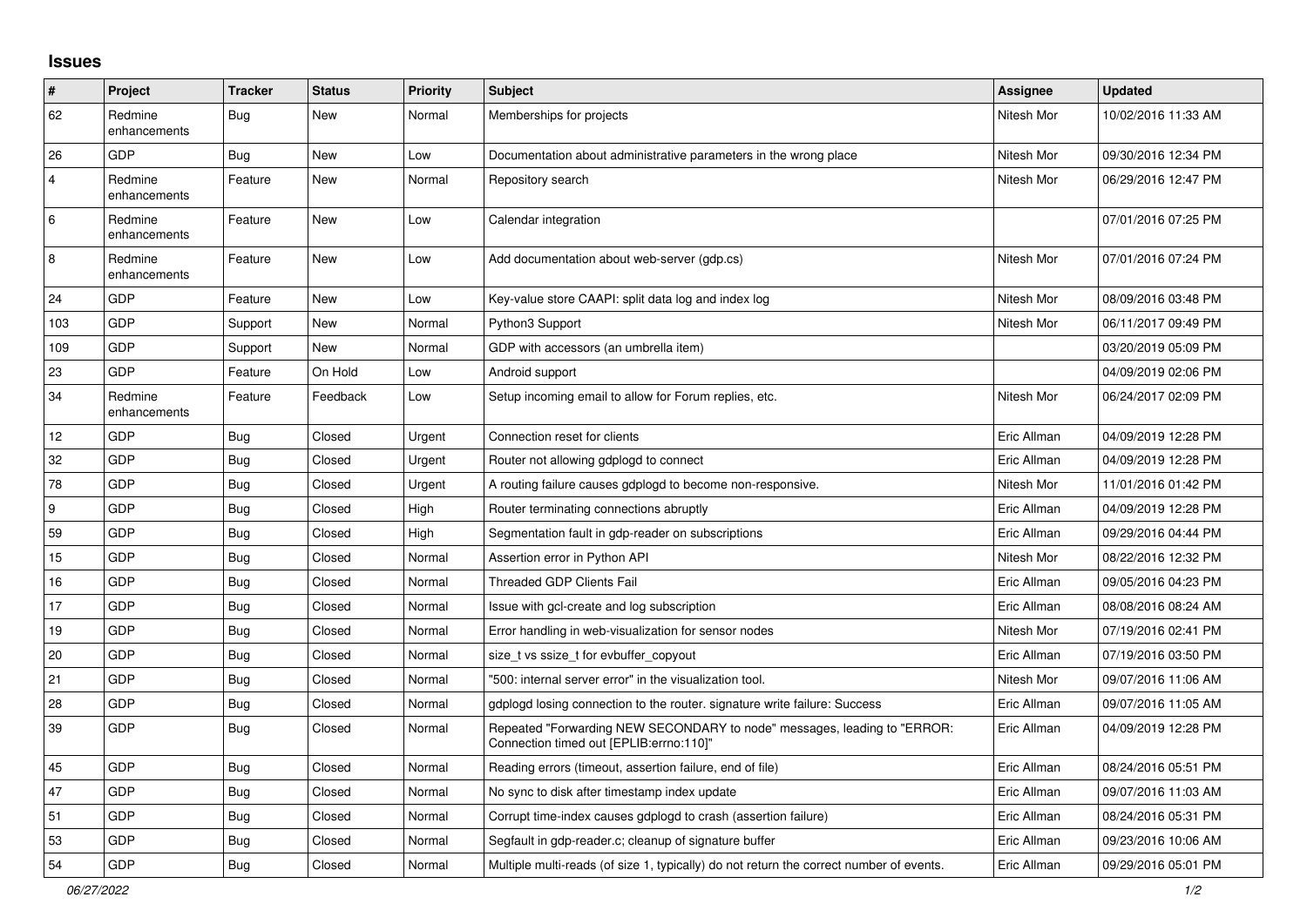## Issues

| # | Project | Tracker | Status | Priority | Subject | Assignee | Updated |
|---|---|---|---|---|---|---|---|
| 62 | Redmine enhancements | Bug | New | Normal | Memberships for projects | Nitesh Mor | 10/02/2016 11:33 AM |
| 26 | GDP | Bug | New | Low | Documentation about administrative parameters in the wrong place | Nitesh Mor | 09/30/2016 12:34 PM |
| 4 | Redmine enhancements | Feature | New | Normal | Repository search | Nitesh Mor | 06/29/2016 12:47 PM |
| 6 | Redmine enhancements | Feature | New | Low | Calendar integration | | 07/01/2016 07:25 PM |
| 8 | Redmine enhancements | Feature | New | Low | Add documentation about web-server (gdp.cs) | Nitesh Mor | 07/01/2016 07:24 PM |
| 24 | GDP | Feature | New | Low | Key-value store CAAPI: split data log and index log | Nitesh Mor | 08/09/2016 03:48 PM |
| 103 | GDP | Support | New | Normal | Python3 Support | Nitesh Mor | 06/11/2017 09:49 PM |
| 109 | GDP | Support | New | Normal | GDP with accessors (an umbrella item) | | 03/20/2019 05:09 PM |
| 23 | GDP | Feature | On Hold | Low | Android support | | 04/09/2019 02:06 PM |
| 34 | Redmine enhancements | Feature | Feedback | Low | Setup incoming email to allow for Forum replies, etc. | Nitesh Mor | 06/24/2017 02:09 PM |
| 12 | GDP | Bug | Closed | Urgent | Connection reset for clients | Eric Allman | 04/09/2019 12:28 PM |
| 32 | GDP | Bug | Closed | Urgent | Router not allowing gdplogd to connect | Eric Allman | 04/09/2019 12:28 PM |
| 78 | GDP | Bug | Closed | Urgent | A routing failure causes gdplogd to become non-responsive. | Nitesh Mor | 11/01/2016 01:42 PM |
| 9 | GDP | Bug | Closed | High | Router terminating connections abruptly | Eric Allman | 04/09/2019 12:28 PM |
| 59 | GDP | Bug | Closed | High | Segmentation fault in gdp-reader on subscriptions | Eric Allman | 09/29/2016 04:44 PM |
| 15 | GDP | Bug | Closed | Normal | Assertion error in Python API | Nitesh Mor | 08/22/2016 12:32 PM |
| 16 | GDP | Bug | Closed | Normal | Threaded GDP Clients Fail | Eric Allman | 09/05/2016 04:23 PM |
| 17 | GDP | Bug | Closed | Normal | Issue with gcl-create and log subscription | Eric Allman | 08/08/2016 08:24 AM |
| 19 | GDP | Bug | Closed | Normal | Error handling in web-visualization for sensor nodes | Nitesh Mor | 07/19/2016 02:41 PM |
| 20 | GDP | Bug | Closed | Normal | size_t vs ssize_t for evbuffer_copyout | Eric Allman | 07/19/2016 03:50 PM |
| 21 | GDP | Bug | Closed | Normal | "500: internal server error" in the visualization tool. | Nitesh Mor | 09/07/2016 11:06 AM |
| 28 | GDP | Bug | Closed | Normal | gdplogd losing connection to the router. signature write failure: Success | Eric Allman | 09/07/2016 11:05 AM |
| 39 | GDP | Bug | Closed | Normal | Repeated "Forwarding NEW SECONDARY to node" messages, leading to "ERROR: Connection timed out [EPLIB:errno:110]" | Eric Allman | 04/09/2019 12:28 PM |
| 45 | GDP | Bug | Closed | Normal | Reading errors (timeout, assertion failure, end of file) | Eric Allman | 08/24/2016 05:51 PM |
| 47 | GDP | Bug | Closed | Normal | No sync to disk after timestamp index update | Eric Allman | 09/07/2016 11:03 AM |
| 51 | GDP | Bug | Closed | Normal | Corrupt time-index causes gdplogd to crash (assertion failure) | Eric Allman | 08/24/2016 05:31 PM |
| 53 | GDP | Bug | Closed | Normal | Segfault in gdp-reader.c; cleanup of signature buffer | Eric Allman | 09/23/2016 10:06 AM |
| 54 | GDP | Bug | Closed | Normal | Multiple multi-reads (of size 1, typically) do not return the correct number of events. | Eric Allman | 09/29/2016 05:01 PM |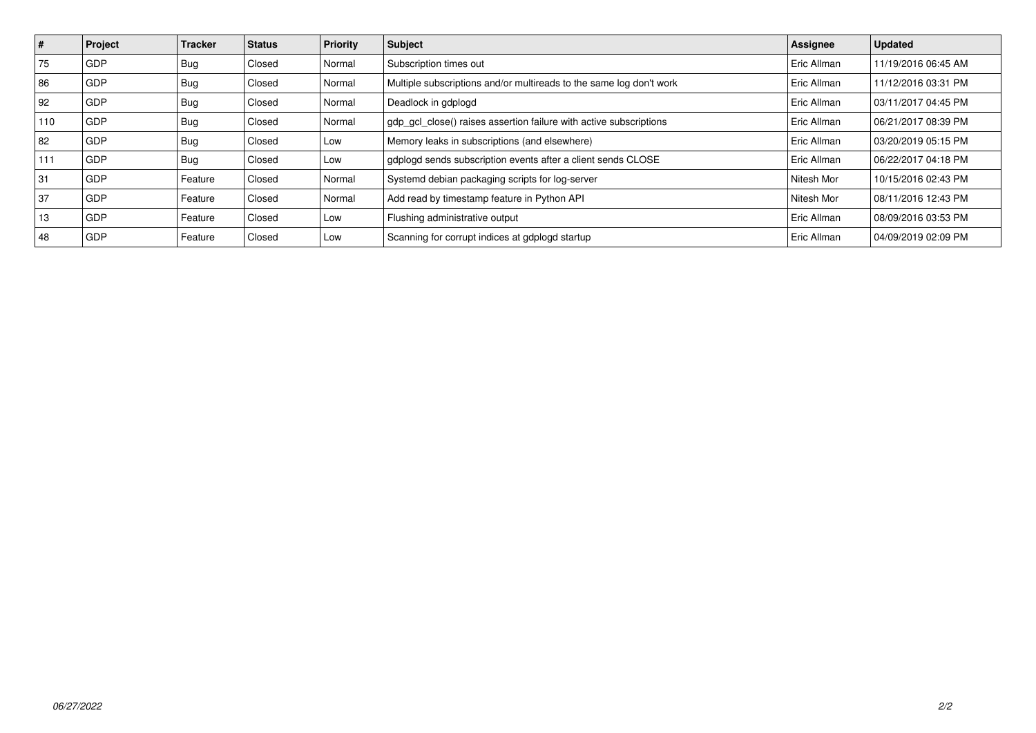| # | Project | Tracker | Status | Priority | Subject | Assignee | Updated |
|---|---|---|---|---|---|---|---|
| 75 | GDP | Bug | Closed | Normal | Subscription times out | Eric Allman | 11/19/2016 06:45 AM |
| 86 | GDP | Bug | Closed | Normal | Multiple subscriptions and/or multireads to the same log don't work | Eric Allman | 11/12/2016 03:31 PM |
| 92 | GDP | Bug | Closed | Normal | Deadlock in gdplogd | Eric Allman | 03/11/2017 04:45 PM |
| 110 | GDP | Bug | Closed | Normal | gdp_gcl_close() raises assertion failure with active subscriptions | Eric Allman | 06/21/2017 08:39 PM |
| 82 | GDP | Bug | Closed | Low | Memory leaks in subscriptions (and elsewhere) | Eric Allman | 03/20/2019 05:15 PM |
| 111 | GDP | Bug | Closed | Low | gdplogd sends subscription events after a client sends CLOSE | Eric Allman | 06/22/2017 04:18 PM |
| 31 | GDP | Feature | Closed | Normal | Systemd debian packaging scripts for log-server | Nitesh Mor | 10/15/2016 02:43 PM |
| 37 | GDP | Feature | Closed | Normal | Add read by timestamp feature in Python API | Nitesh Mor | 08/11/2016 12:43 PM |
| 13 | GDP | Feature | Closed | Low | Flushing administrative output | Eric Allman | 08/09/2016 03:53 PM |
| 48 | GDP | Feature | Closed | Low | Scanning for corrupt indices at gdplogd startup | Eric Allman | 04/09/2019 02:09 PM |